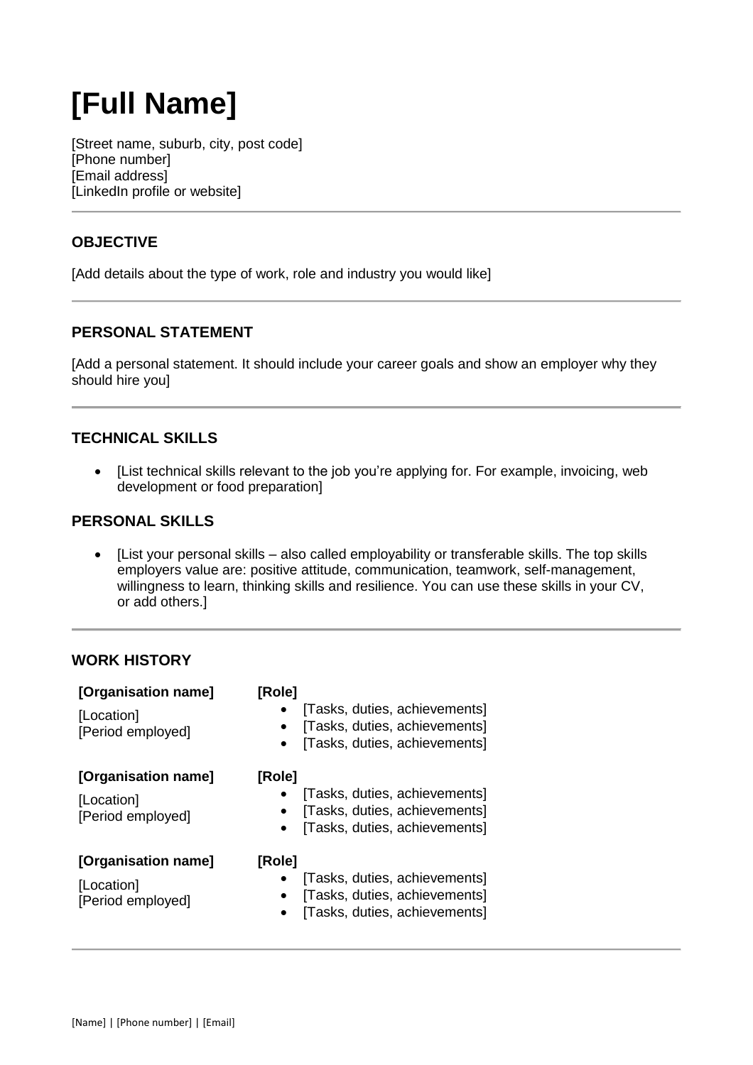# [Full Name]

[Street name, suburb, city, post code]
[Phone number]
[Email address]
[LinkedIn profile or website]

---

## OBJECTIVE

[Add details about the type of work, role and industry you would like]

---

## PERSONAL STATEMENT

[Add a personal statement. It should include your career goals and show an employer why they should hire you]

---

## TECHNICAL SKILLS

- [List technical skills relevant to the job you're applying for. For example, invoicing, web development or food preparation]

## PERSONAL SKILLS

- [List your personal skills – also called employability or transferable skills. The top skills employers value are: positive attitude, communication, teamwork, self-management, willingness to learn, thinking skills and resilience. You can use these skills in your CV, or add others.]

---

## WORK HISTORY

**[Organisation name]**
[Location]
[Period employed]

**[Role]**
- [Tasks, duties, achievements]
- [Tasks, duties, achievements]
- [Tasks, duties, achievements]

**[Organisation name]**
[Location]
[Period employed]

**[Role]**
- [Tasks, duties, achievements]
- [Tasks, duties, achievements]
- [Tasks, duties, achievements]

**[Organisation name]**
[Location]
[Period employed]

**[Role]**
- [Tasks, duties, achievements]
- [Tasks, duties, achievements]
- [Tasks, duties, achievements]

---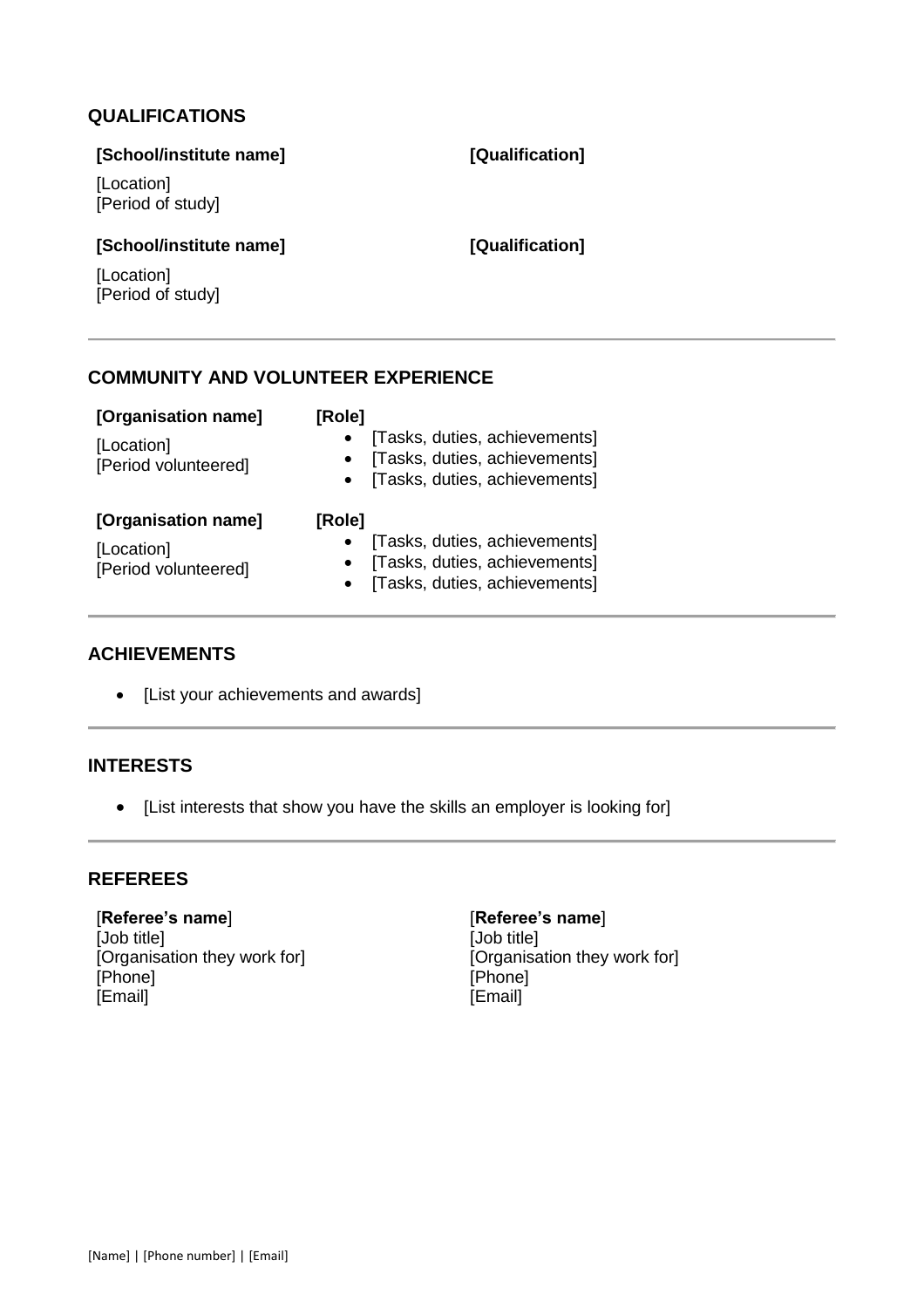## QUALIFICATIONS

**[School/institute name]** **[Qualification]**

[Location]
[Period of study]

**[School/institute name]** **[Qualification]**

[Location]
[Period of study]

---

## COMMUNITY AND VOLUNTEER EXPERIENCE

**[Organisation name]**

[Location]
[Period volunteered]

**[Role]**

- [Tasks, duties, achievements]
- [Tasks, duties, achievements]
- [Tasks, duties, achievements]

**[Organisation name]**

[Location]
[Period volunteered]

**[Role]**

- [Tasks, duties, achievements]
- [Tasks, duties, achievements]
- [Tasks, duties, achievements]

---

## ACHIEVEMENTS

- [List your achievements and awards]

---

## INTERESTS

- [List interests that show you have the skills an employer is looking for]

---

## REFEREES

[**Referee's name**]
[Job title]
[Organisation they work for]
[Phone]
[Email]

[**Referee's name**]
[Job title]
[Organisation they work for]
[Phone]
[Email]